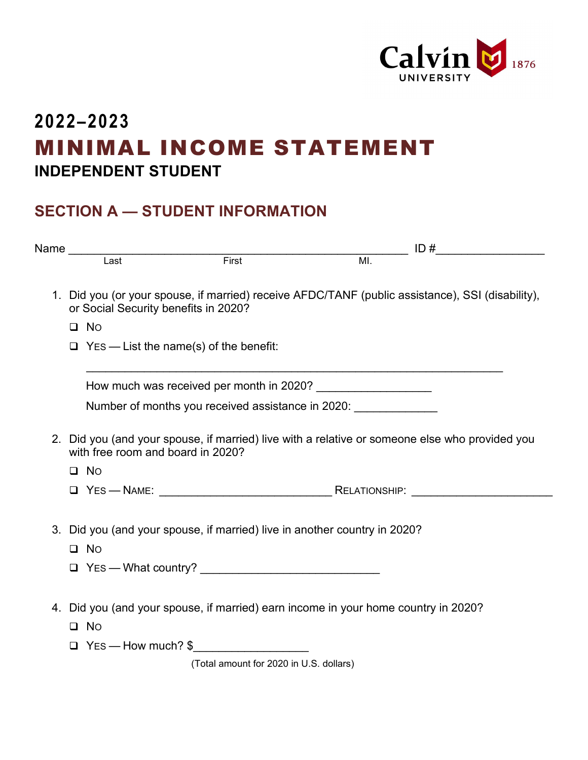Calvin UNIVERSITY 1876

# 2022–2023

# MINIMAL INCOME STATEMENT

## INDEPENDENT STUDENT

## SECTION A — STUDENT INFORMATION

Name ______________________________________________________ ID #________________
Last First MI.

1. Did you (or your spouse, if married) receive AFDC/TANF (public assistance), SSI (disability), or Social Security benefits in 2020?

   ❑ NO

   ❑ YES — List the name(s) of the benefit:

   _______________________________________________________________

   How much was received per month in 2020? _________________

   Number of months you received assistance in 2020: ____________

2. Did you (and your spouse, if married) live with a relative or someone else who provided you with free room and board in 2020?

   ❑ NO

   ❑ YES — NAME: __________________________ RELATIONSHIP: _____________________

3. Did you (and your spouse, if married) live in another country in 2020?

   ❑ NO

   ❑ YES — What country? ___________________________

4. Did you (and your spouse, if married) earn income in your home country in 2020?

   ❑ NO

   ❑ YES — How much? $_________________
   (Total amount for 2020 in U.S. dollars)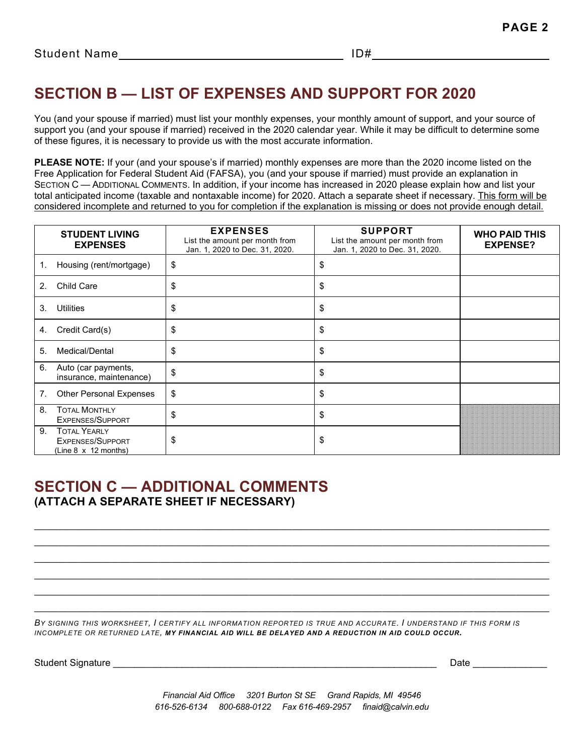Student Name ______________________ ID# ______________________

## SECTION B — LIST OF EXPENSES AND SUPPORT FOR 2020

You (and your spouse if married) must list your monthly expenses, your monthly amount of support, and your source of support you (and your spouse if married) received in the 2020 calendar year. While it may be difficult to determine some of these figures, it is necessary to provide us with the most accurate information.

**PLEASE NOTE:** If your (and your spouse's if married) monthly expenses are more than the 2020 income listed on the Free Application for Federal Student Aid (FAFSA), you (and your spouse if married) must provide an explanation in SECTION C — ADDITIONAL COMMENTS. In addition, if your income has increased in 2020 please explain how and list your total anticipated income (taxable and nontaxable income) for 2020. Attach a separate sheet if necessary. This form will be considered incomplete and returned to you for completion if the explanation is missing or does not provide enough detail.

| STUDENT LIVING EXPENSES | EXPENSES List the amount per month from Jan. 1, 2020 to Dec. 31, 2020. | SUPPORT List the amount per month from Jan. 1, 2020 to Dec. 31, 2020. | WHO PAID THIS EXPENSE? |
|---|---|---|---|
| 1. Housing (rent/mortgage) | $ | $ | |
| 2. Child Care | $ | $ | |
| 3. Utilities | $ | $ | |
| 4. Credit Card(s) | $ | $ | |
| 5. Medical/Dental | $ | $ | |
| 6. Auto (car payments, insurance, maintenance) | $ | $ | |
| 7. Other Personal Expenses | $ | $ | |
| 8. TOTAL MONTHLY EXPENSES/SUPPORT | $ | $ | |
| 9. TOTAL YEARLY EXPENSES/SUPPORT (Line 8 x 12 months) | $ | $ | |

## SECTION C — ADDITIONAL COMMENTS
### (ATTACH A SEPARATE SHEET IF NECESSARY)

______________________________________________________________________

______________________________________________________________________

______________________________________________________________________

______________________________________________________________________

______________________________________________________________________

______________________________________________________________________

*BY SIGNING THIS WORKSHEET, I CERTIFY ALL INFORMATION REPORTED IS TRUE AND ACCURATE. I UNDERSTAND IF THIS FORM IS INCOMPLETE OR RETURNED LATE,* ***MY FINANCIAL AID WILL BE DELAYED AND A REDUCTION IN AID COULD OCCUR.***

Student Signature ______________________________________ Date ______________

*Financial Aid Office 3201 Burton St SE Grand Rapids, MI 49546*
*616-526-6134 800-688-0122 Fax 616-469-2957 finaid@calvin.edu*